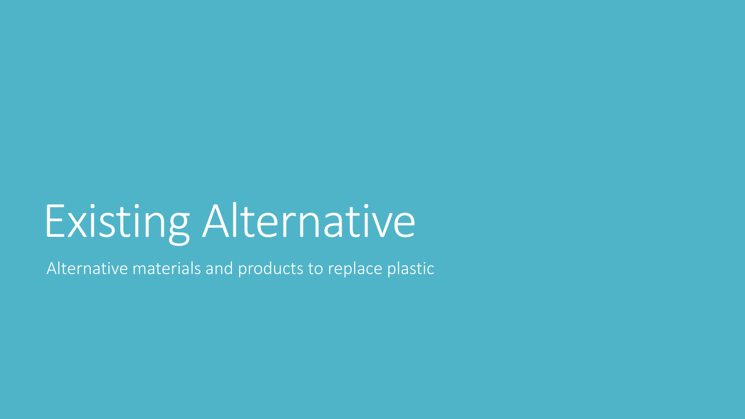# Existing Alternative

Alternative materials and products to replace plastic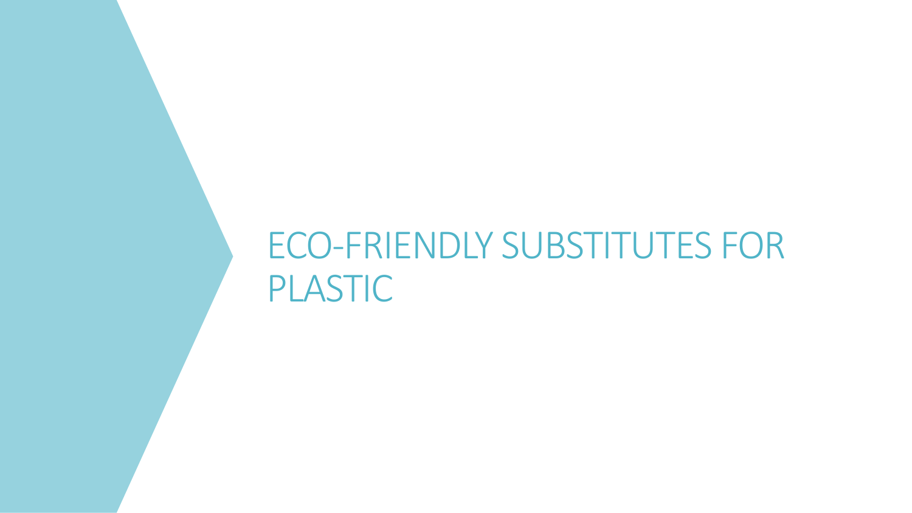# ECO-FRIENDLY SUBSTITUTES FOR PLASTIC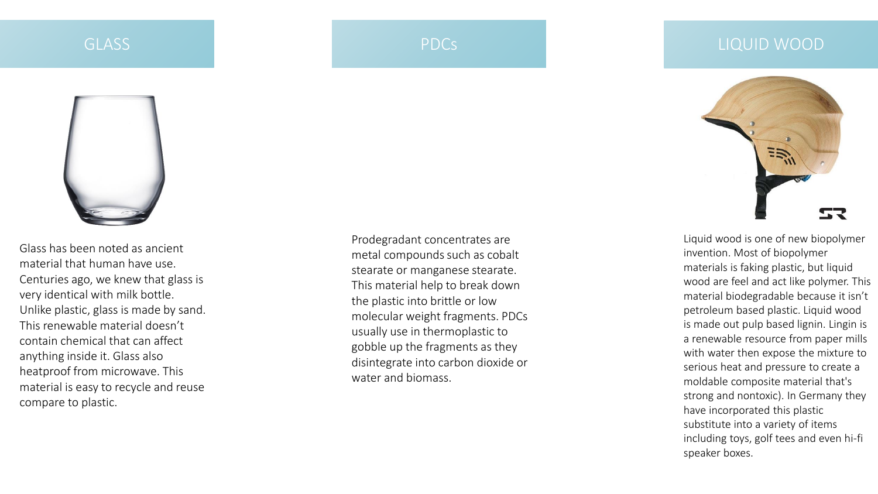## GLASS

Glass has been noted as ancient material that human have use. Centuries ago, we knew that glass is very identical with milk bottle. Unlike plastic, glass is made by sand. This renewable material doesn't contain chemical that can affect anything inside it. Glass also heatproof from microwave. This material is easy to recycle and reuse compare to plastic.

## PDCs

Prodegradant concentrates are metal compounds such as cobalt stearate or manganese stearate. This material help to break down the plastic into brittle or low molecular weight fragments. PDCs usually use in thermoplastic to gobble up the fragments as they disintegrate into carbon dioxide or water and biomass.

## LIQUID WOOD

Liquid wood is one of new biopolymer invention. Most of biopolymer materials is faking plastic, but liquid wood are feel and act like polymer. This material biodegradable because it isn't petroleum based plastic. Liquid wood is made out pulp based lignin. Lingin is a renewable resource from paper mills with water then expose the mixture to serious heat and pressure to create a moldable composite material that's strong and nontoxic). In Germany they have incorporated this plastic substitute into a variety of items including toys, golf tees and even hi-fi speaker boxes.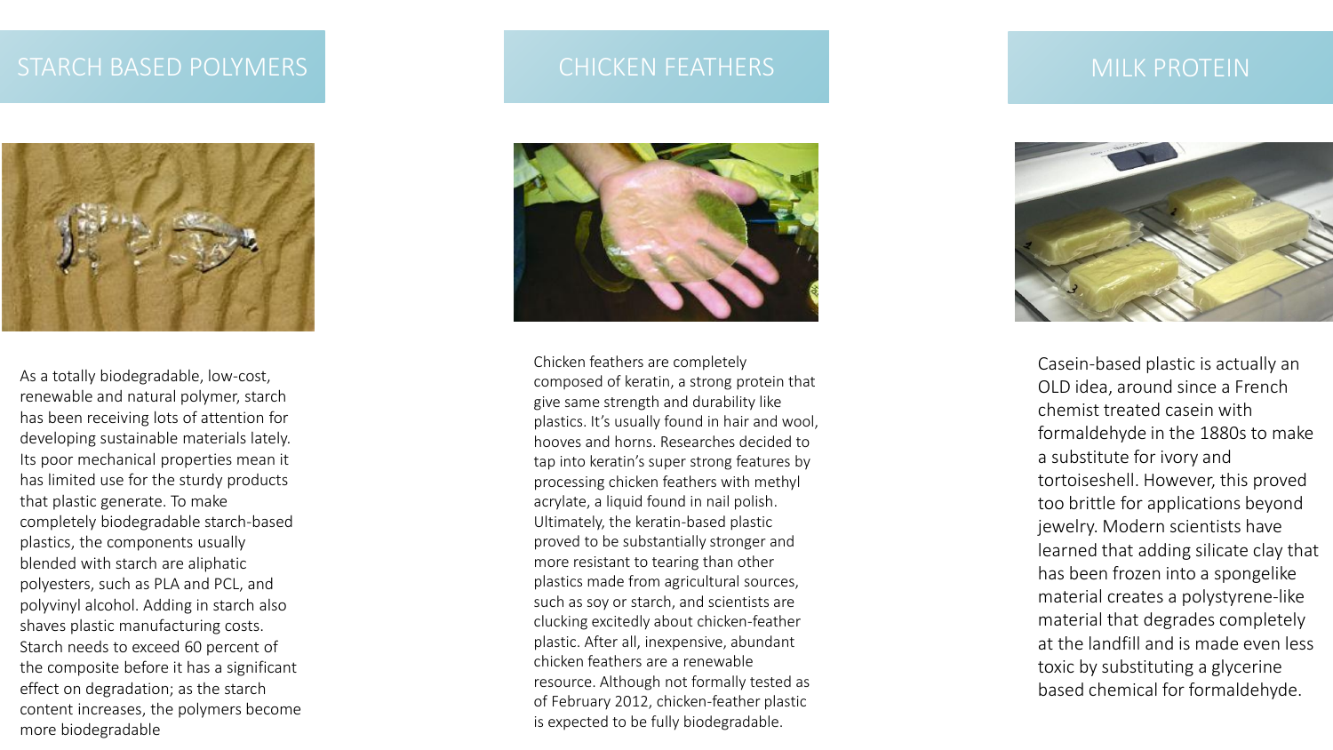## STARCH BASED POLYMERS

As a totally biodegradable, low-cost, renewable and natural polymer, starch has been receiving lots of attention for developing sustainable materials lately. Its poor mechanical properties mean it has limited use for the sturdy products that plastic generate. To make completely biodegradable starch-based plastics, the components usually blended with starch are aliphatic polyesters, such as PLA and PCL, and polyvinyl alcohol. Adding in starch also shaves plastic manufacturing costs. Starch needs to exceed 60 percent of the composite before it has a significant effect on degradation; as the starch content increases, the polymers become more biodegradable

## CHICKEN FEATHERS

Chicken feathers are completely composed of keratin, a strong protein that give same strength and durability like plastics. It's usually found in hair and wool, hooves and horns. Researches decided to tap into keratin's super strong features by processing chicken feathers with methyl acrylate, a liquid found in nail polish. Ultimately, the keratin-based plastic proved to be substantially stronger and more resistant to tearing than other plastics made from agricultural sources, such as soy or starch, and scientists are clucking excitedly about chicken-feather plastic. After all, inexpensive, abundant chicken feathers are a renewable resource. Although not formally tested as of February 2012, chicken-feather plastic is expected to be fully biodegradable.

## MILK PROTEIN

Casein-based plastic is actually an OLD idea, around since a French chemist treated casein with formaldehyde in the 1880s to make a substitute for ivory and tortoiseshell. However, this proved too brittle for applications beyond jewelry. Modern scientists have learned that adding silicate clay that has been frozen into a spongelike material creates a polystyrene-like material that degrades completely at the landfill and is made even less toxic by substituting a glycerine based chemical for formaldehyde.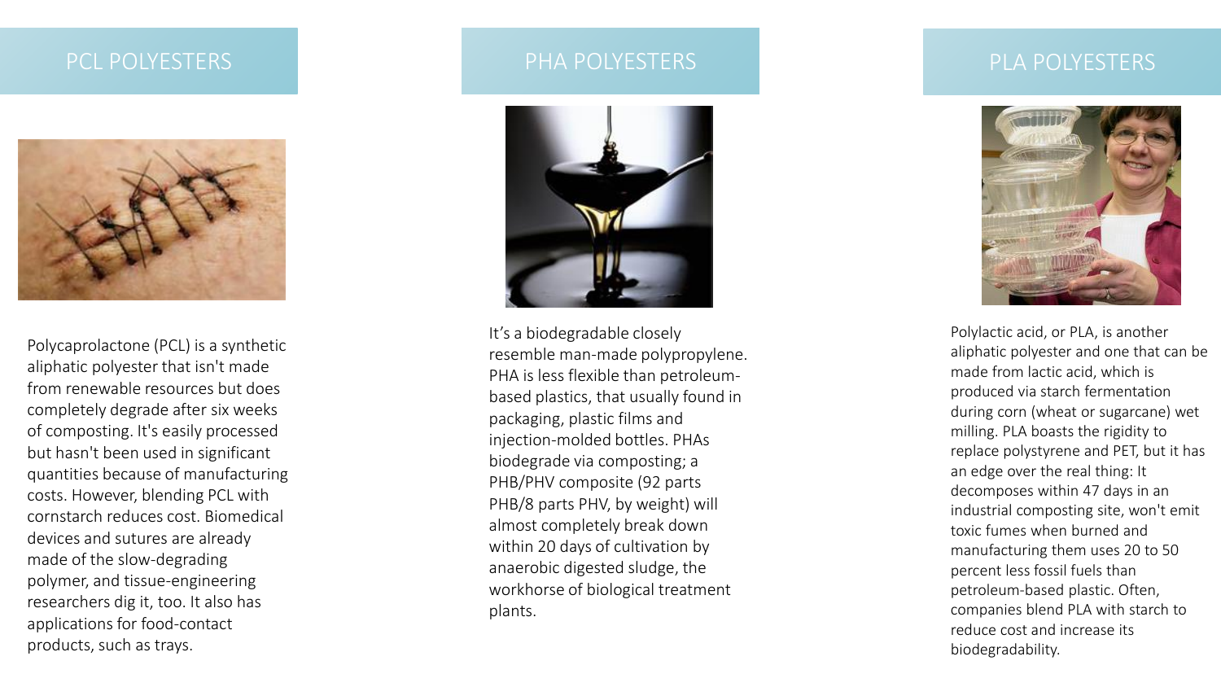## PCL POLYESTERS

Polycaprolactone (PCL) is a synthetic aliphatic polyester that isn't made from renewable resources but does completely degrade after six weeks of composting. It's easily processed but hasn't been used in significant quantities because of manufacturing costs. However, blending PCL with cornstarch reduces cost. Biomedical devices and sutures are already made of the slow-degrading polymer, and tissue-engineering researchers dig it, too. It also has applications for food-contact products, such as trays.

## PHA POLYESTERS

It's a biodegradable closely resemble man-made polypropylene. PHA is less flexible than petroleum-based plastics, that usually found in packaging, plastic films and injection-molded bottles. PHAs biodegrade via composting; a PHB/PHV composite (92 parts PHB/8 parts PHV, by weight) will almost completely break down within 20 days of cultivation by anaerobic digested sludge, the workhorse of biological treatment plants.

## PLA POLYESTERS

Polylactic acid, or PLA, is another aliphatic polyester and one that can be made from lactic acid, which is produced via starch fermentation during corn (wheat or sugarcane) wet milling. PLA boasts the rigidity to replace polystyrene and PET, but it has an edge over the real thing: It decomposes within 47 days in an industrial composting site, won't emit toxic fumes when burned and manufacturing them uses 20 to 50 percent less fossil fuels than petroleum-based plastic. Often, companies blend PLA with starch to reduce cost and increase its biodegradability.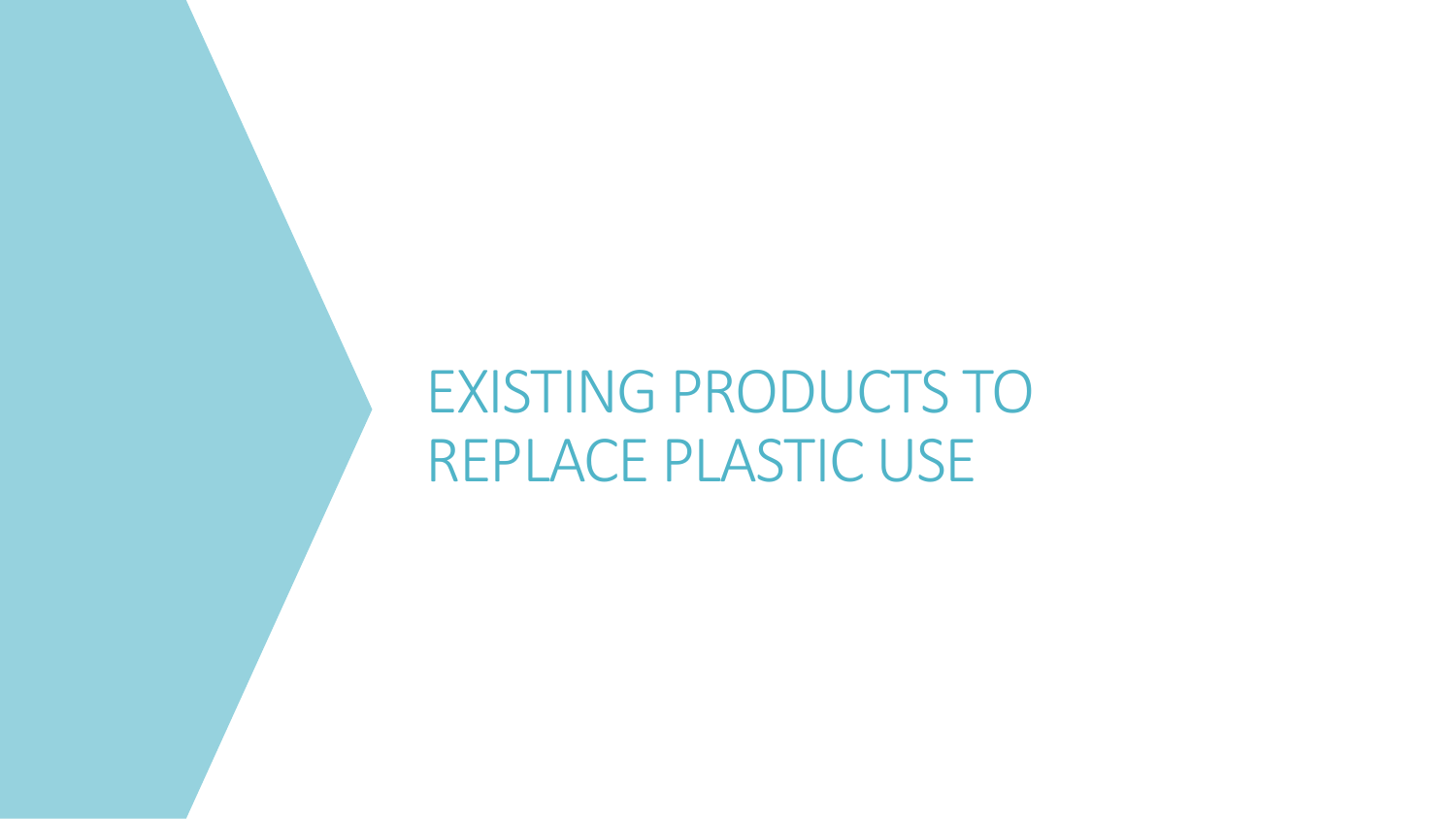# EXISTING PRODUCTS TO REPLACE PLASTIC USE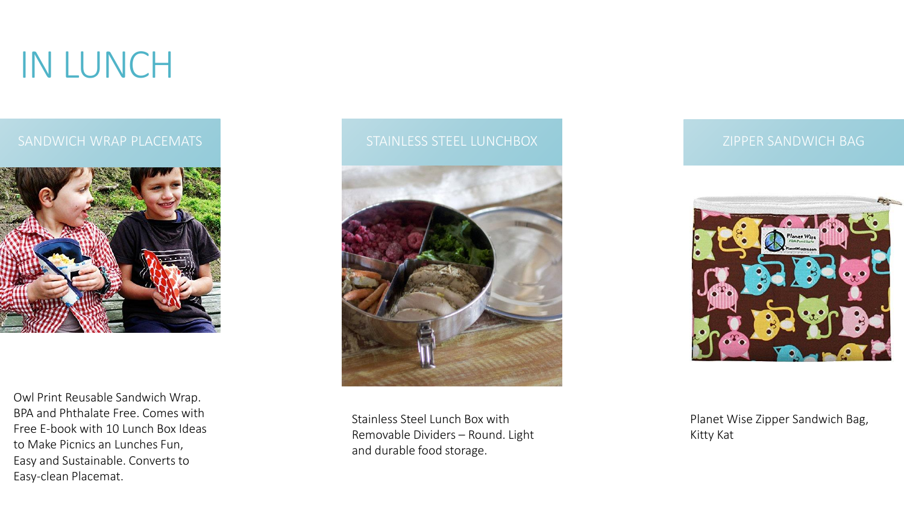# IN LUNCH

## SANDWICH WRAP PLACEMATS

Owl Print Reusable Sandwich Wrap. BPA and Phthalate Free. Comes with Free E-book with 10 Lunch Box Ideas to Make Picnics an Lunches Fun, Easy and Sustainable. Converts to Easy-clean Placemat.

## STAINLESS STEEL LUNCHBOX

Stainless Steel Lunch Box with Removable Dividers – Round. Light and durable food storage.

## ZIPPER SANDWICH BAG

Planet Wise Zipper Sandwich Bag, Kitty Kat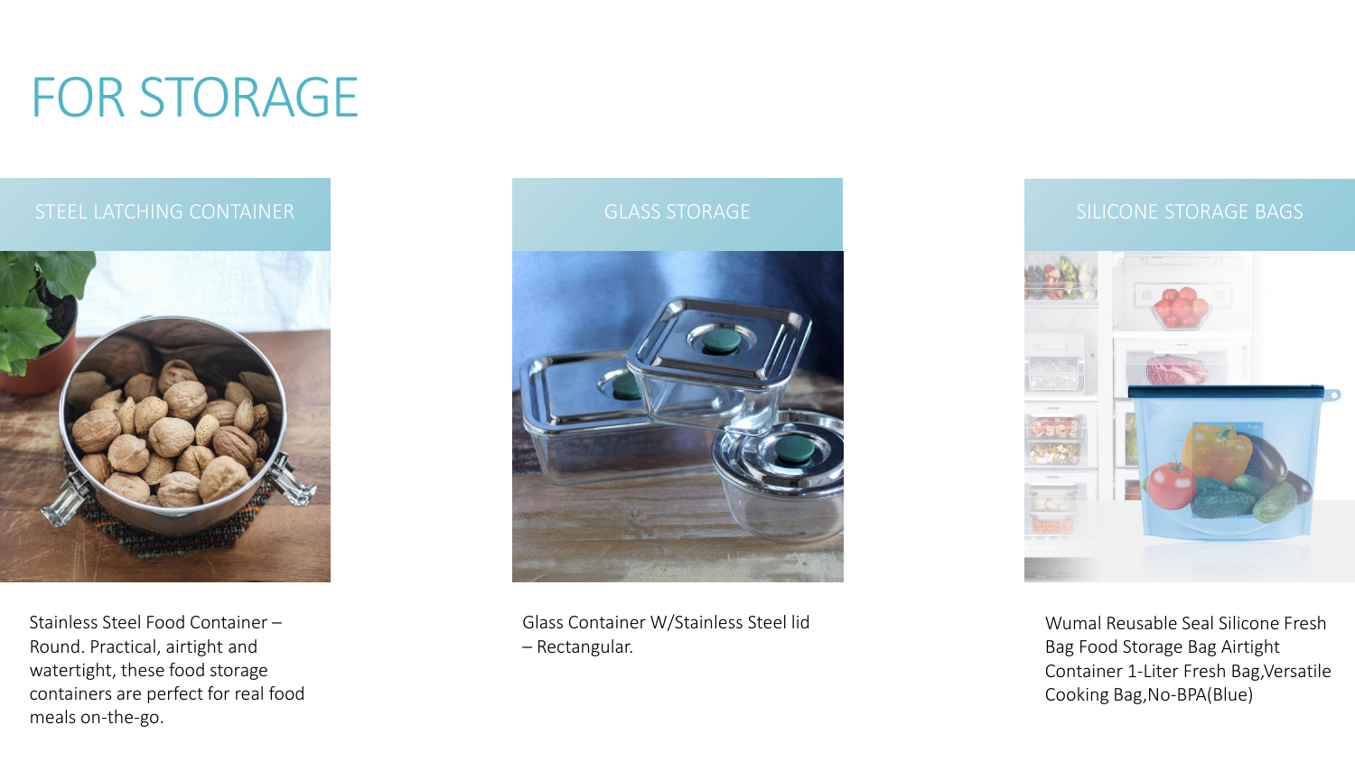# FOR STORAGE

## STEEL LATCHING CONTAINER

Stainless Steel Food Container – Round. Practical, airtight and watertight, these food storage containers are perfect for real food meals on-the-go.

## GLASS STORAGE

Glass Container W/Stainless Steel lid – Rectangular.

## SILICONE STORAGE BAGS

Wumal Reusable Seal Silicone Fresh Bag Food Storage Bag Airtight Container 1-Liter Fresh Bag,Versatile Cooking Bag,No-BPA(Blue)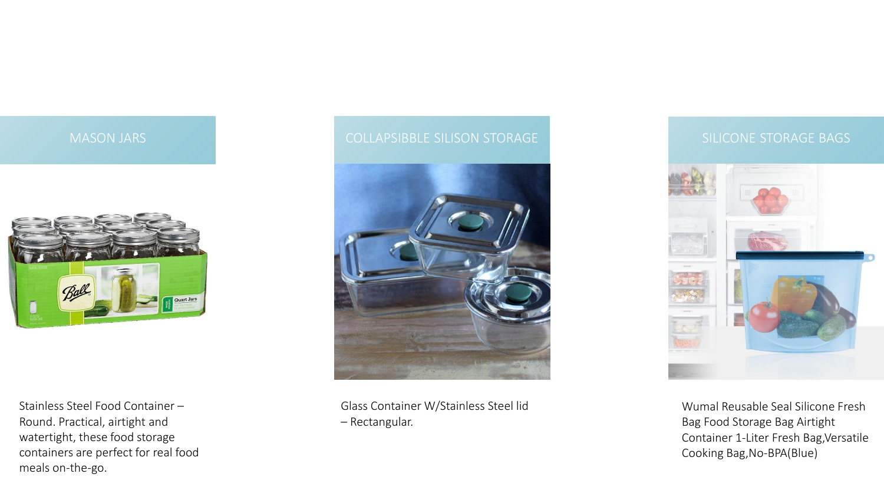## MASON JARS

Stainless Steel Food Container – Round. Practical, airtight and watertight, these food storage containers are perfect for real food meals on-the-go.

## COLLAPSIBBLE SILISON STORAGE

Glass Container W/Stainless Steel lid – Rectangular.

## SILICONE STORAGE BAGS

Wumal Reusable Seal Silicone Fresh Bag Food Storage Bag Airtight Container 1-Liter Fresh Bag,Versatile Cooking Bag,No-BPA(Blue)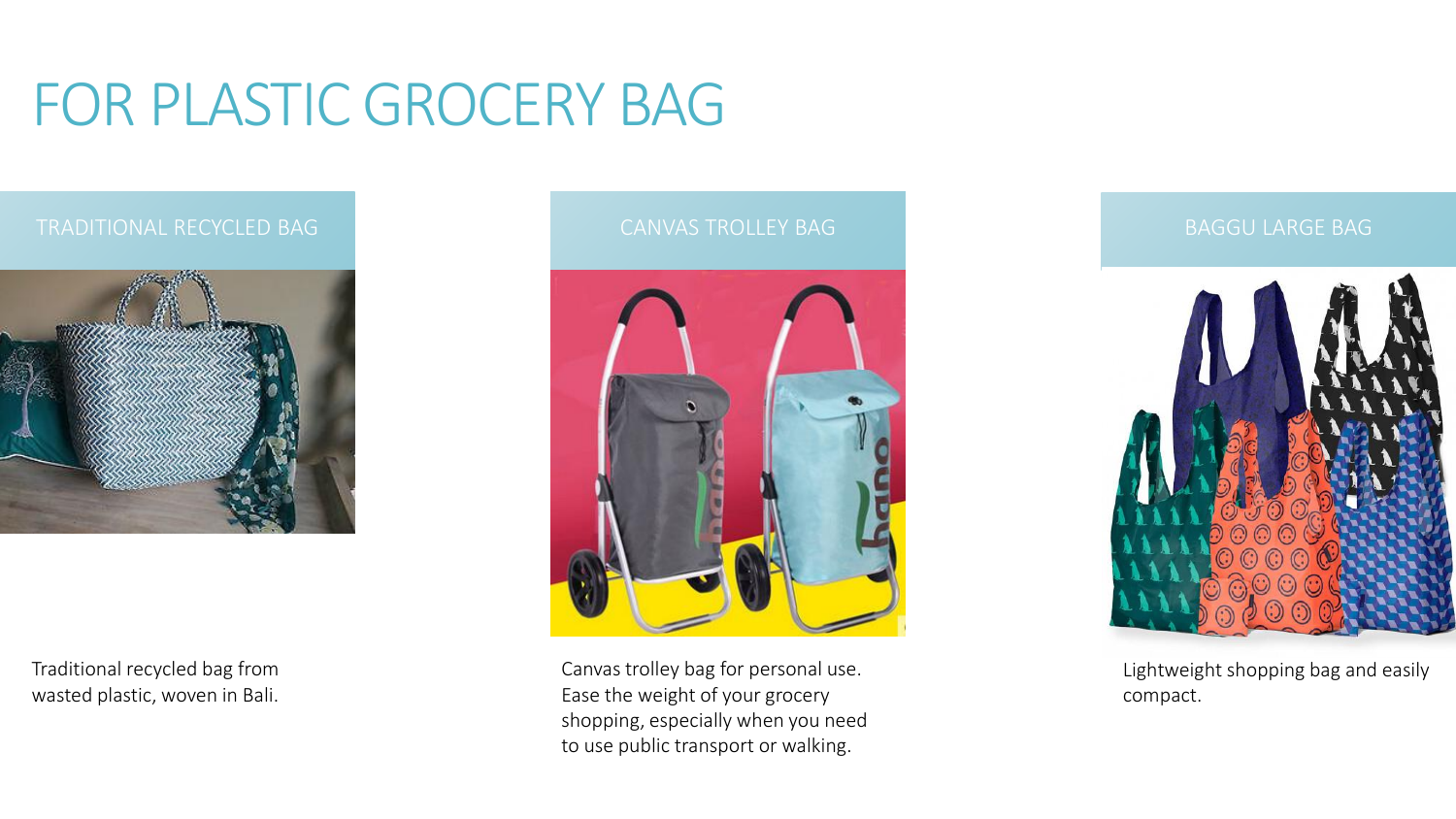# FOR PLASTIC GROCERY BAG

## TRADITIONAL RECYCLED BAG

Traditional recycled bag from wasted plastic, woven in Bali.

## CANVAS TROLLEY BAG

Canvas trolley bag for personal use. Ease the weight of your grocery shopping, especially when you need to use public transport or walking.

## BAGGU LARGE BAG

Lightweight shopping bag and easily compact.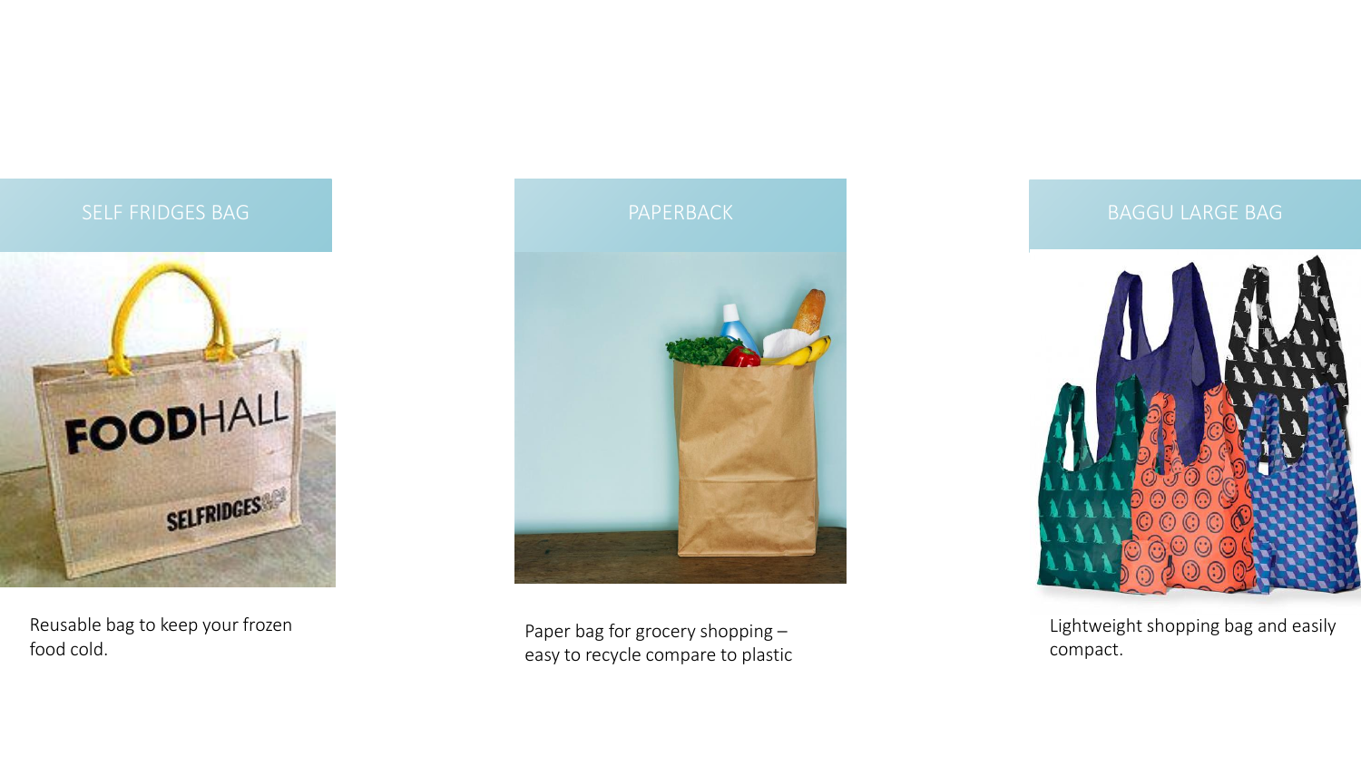## SELF FRIDGES BAG

Reusable bag to keep your frozen food cold.

## PAPERBACK

Paper bag for grocery shopping – easy to recycle compare to plastic

## BAGGU LARGE BAG

Lightweight shopping bag and easily compact.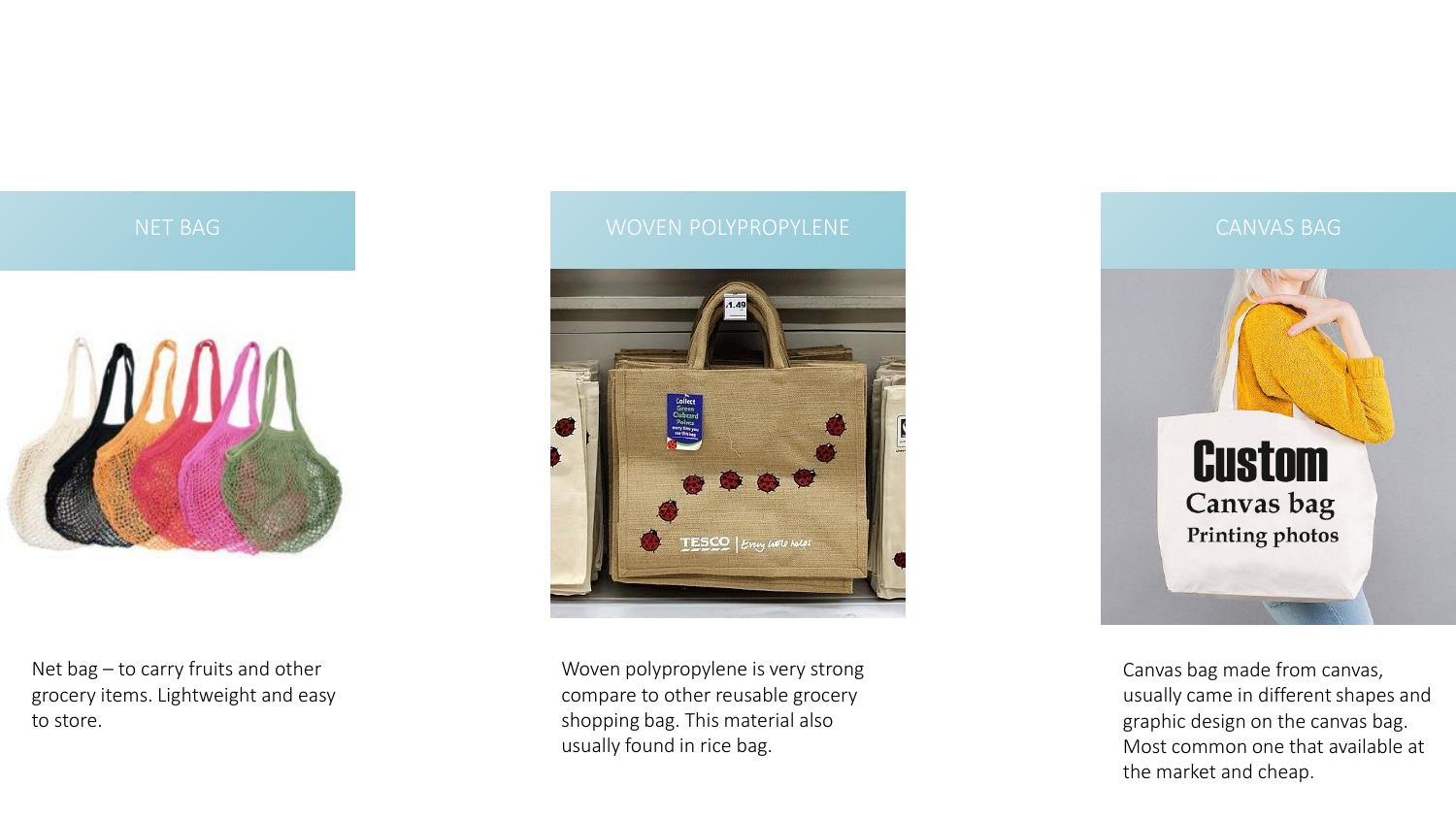## NET BAG

Net bag – to carry fruits and other grocery items. Lightweight and easy to store.

## WOVEN POLYPROPYLENE

Woven polypropylene is very strong compare to other reusable grocery shopping bag. This material also usually found in rice bag.

## CANVAS BAG

Canvas bag made from canvas, usually came in different shapes and graphic design on the canvas bag. Most common one that available at the market and cheap.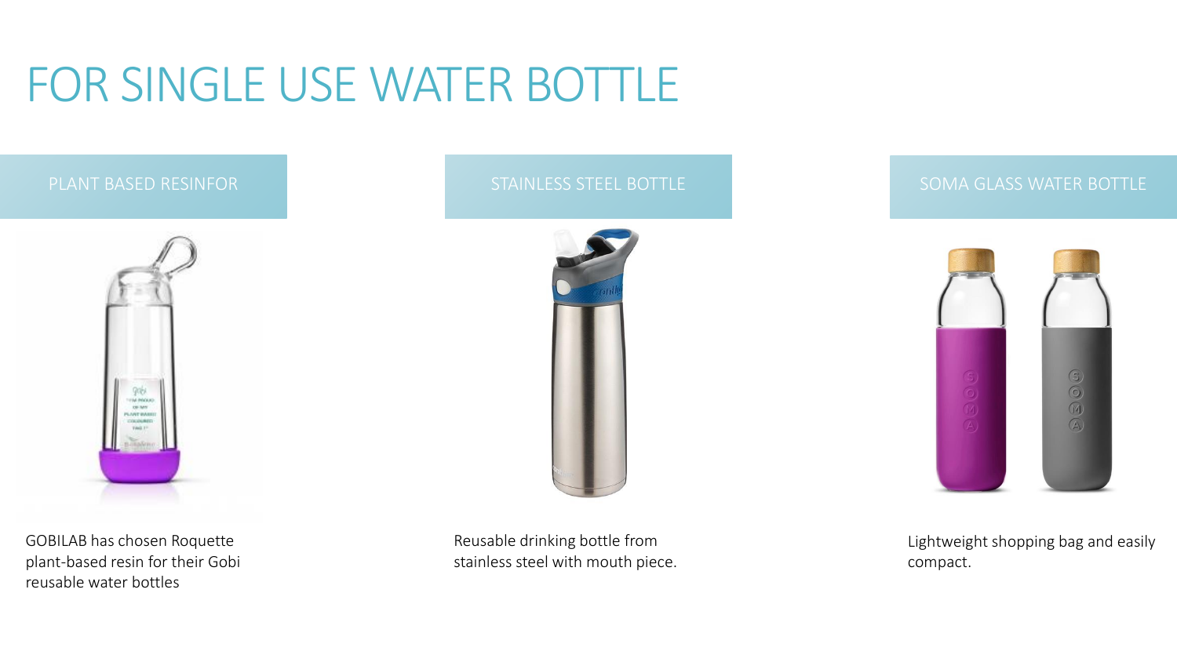# FOR SINGLE USE WATER BOTTLE

## PLANT BASED RESINFOR

GOBILAB has chosen Roquette plant-based resin for their Gobi reusable water bottles

## STAINLESS STEEL BOTTLE

Reusable drinking bottle from stainless steel with mouth piece.

## SOMA GLASS WATER BOTTLE

Lightweight shopping bag and easily compact.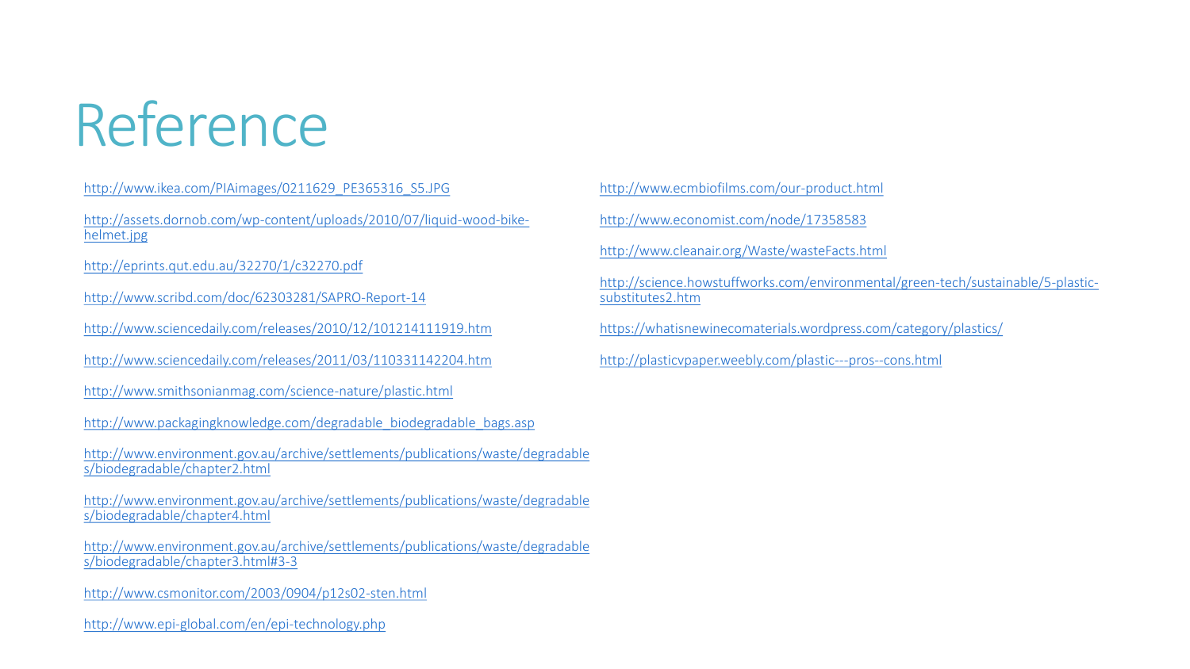# Reference

http://www.ikea.com/PIAimages/0211629_PE365316_S5.JPG

http://assets.dornob.com/wp-content/uploads/2010/07/liquid-wood-bike-helmet.jpg

http://eprints.qut.edu.au/32270/1/c32270.pdf

http://www.scribd.com/doc/62303281/SAPRO-Report-14

http://www.sciencedaily.com/releases/2010/12/101214111919.htm

http://www.sciencedaily.com/releases/2011/03/110331142204.htm

http://www.smithsonianmag.com/science-nature/plastic.html

http://www.packagingknowledge.com/degradable_biodegradable_bags.asp

http://www.environment.gov.au/archive/settlements/publications/waste/degradables/biodegradable/chapter2.html

http://www.environment.gov.au/archive/settlements/publications/waste/degradables/biodegradable/chapter4.html

http://www.environment.gov.au/archive/settlements/publications/waste/degradables/biodegradable/chapter3.html#3-3

http://www.csmonitor.com/2003/0904/p12s02-sten.html

http://www.epi-global.com/en/epi-technology.php

http://www.ecmbiofilms.com/our-product.html

http://www.economist.com/node/17358583

http://www.cleanair.org/Waste/wasteFacts.html

http://science.howstuffworks.com/environmental/green-tech/sustainable/5-plastic-substitutes2.htm

https://whatisnewinecomaterials.wordpress.com/category/plastics/

http://plasticvpaper.weebly.com/plastic---pros--cons.html